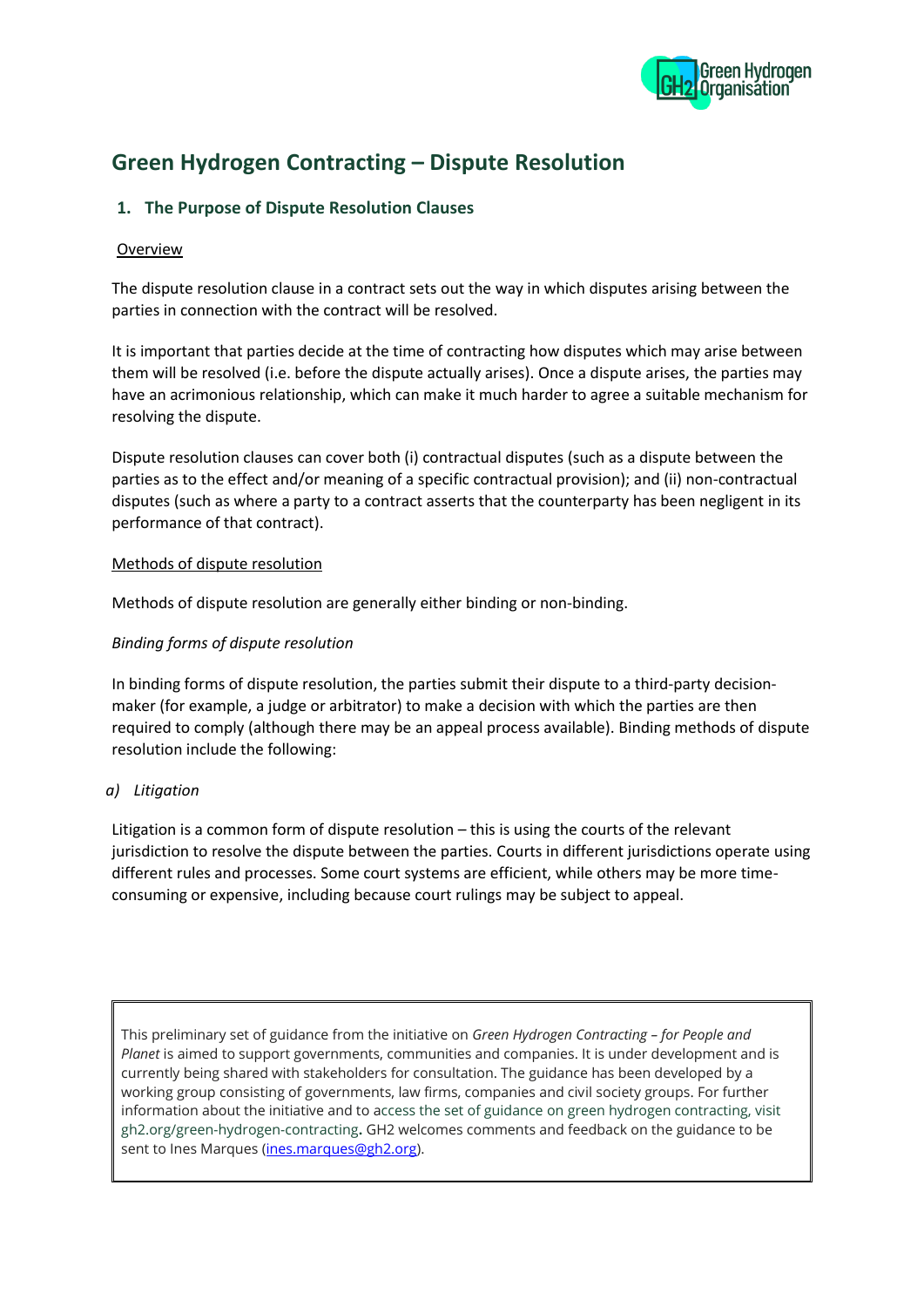# Green Hydrogen Contracting – Dispute Resolution

## 1. The Purpose of Dispute Resolution Clauses

Overview

The dispute resolution clause in a contract sets out the way in which disputes arising between the parties in connection with the contract will be resolved.

It is important that parties decide at the time of contracting how disputes which may arise between them will be resolved (i.e. before the dispute actually arises). Once a dispute arises, the parties may have an acrimonious relationship, which can make it much harder to agree a suitable mechanism for resolving the dispute.

Dispute resolution clauses can cover both (i) contractual disputes (such as a dispute between the parties as to the effect and/or meaning of a specific contractual provision); and (ii) non-contractual disputes (such as where a party to a contract asserts that the counterparty has been negligent in its performance of that contract).

Methods of dispute resolution

Methods of dispute resolution are generally either binding or non-binding.

*Binding forms of dispute resolution*

In binding forms of dispute resolution, the parties submit their dispute to a third-party decision-maker (for example, a judge or arbitrator) to make a decision with which the parties are then required to comply (although there may be an appeal process available). Binding methods of dispute resolution include the following:

*a) Litigation*

Litigation is a common form of dispute resolution – this is using the courts of the relevant jurisdiction to resolve the dispute between the parties. Courts in different jurisdictions operate using different rules and processes. Some court systems are efficient, while others may be more time-consuming or expensive, including because court rulings may be subject to appeal.

---

This preliminary set of guidance from the initiative on *Green Hydrogen Contracting – for People and Planet* is aimed to support governments, communities and companies. It is under development and is currently being shared with stakeholders for consultation. The guidance has been developed by a working group consisting of governments, law firms, companies and civil society groups. For further information about the initiative and to access the set of guidance on green hydrogen contracting, visit gh2.org/green-hydrogen-contracting. GH2 welcomes comments and feedback on the guidance to be sent to Ines Marques (ines.marques@gh2.org).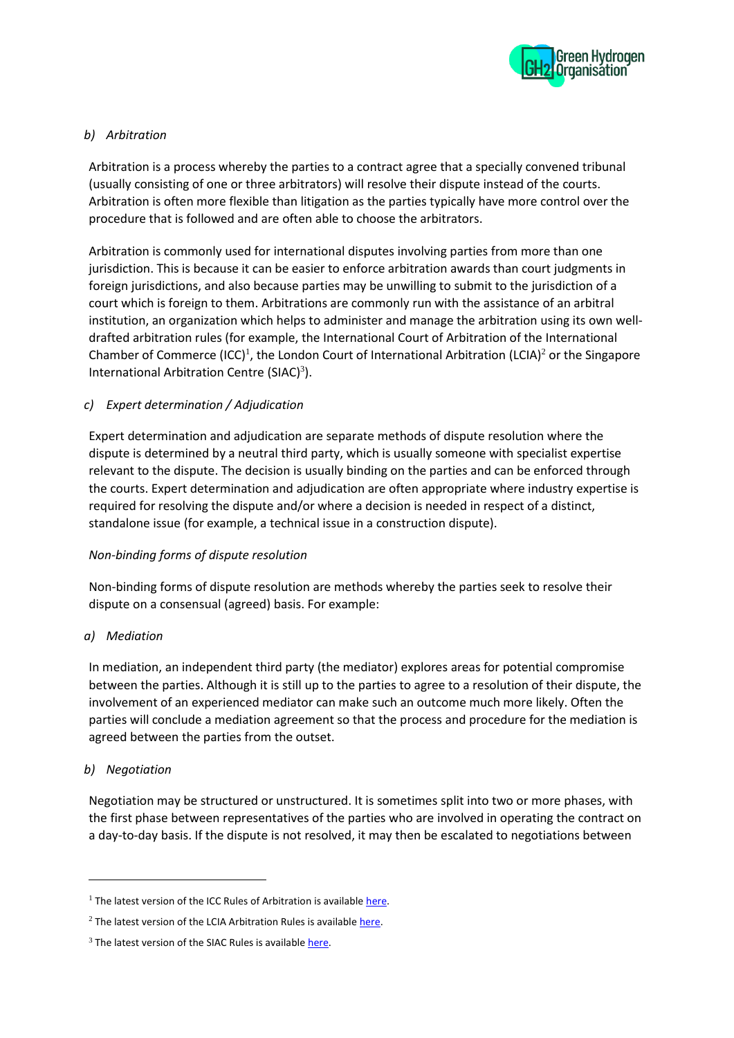*b) Arbitration*

Arbitration is a process whereby the parties to a contract agree that a specially convened tribunal (usually consisting of one or three arbitrators) will resolve their dispute instead of the courts. Arbitration is often more flexible than litigation as the parties typically have more control over the procedure that is followed and are often able to choose the arbitrators.

Arbitration is commonly used for international disputes involving parties from more than one jurisdiction. This is because it can be easier to enforce arbitration awards than court judgments in foreign jurisdictions, and also because parties may be unwilling to submit to the jurisdiction of a court which is foreign to them. Arbitrations are commonly run with the assistance of an arbitral institution, an organization which helps to administer and manage the arbitration using its own well-drafted arbitration rules (for example, the International Court of Arbitration of the International Chamber of Commerce (ICC)[1], the London Court of International Arbitration (LCIA)[2] or the Singapore International Arbitration Centre (SIAC)[3]).

*c) Expert determination / Adjudication*

Expert determination and adjudication are separate methods of dispute resolution where the dispute is determined by a neutral third party, which is usually someone with specialist expertise relevant to the dispute. The decision is usually binding on the parties and can be enforced through the courts. Expert determination and adjudication are often appropriate where industry expertise is required for resolving the dispute and/or where a decision is needed in respect of a distinct, standalone issue (for example, a technical issue in a construction dispute).

*Non-binding forms of dispute resolution*

Non-binding forms of dispute resolution are methods whereby the parties seek to resolve their dispute on a consensual (agreed) basis. For example:

*a) Mediation*

In mediation, an independent third party (the mediator) explores areas for potential compromise between the parties. Although it is still up to the parties to agree to a resolution of their dispute, the involvement of an experienced mediator can make such an outcome much more likely. Often the parties will conclude a mediation agreement so that the process and procedure for the mediation is agreed between the parties from the outset.

*b) Negotiation*

Negotiation may be structured or unstructured. It is sometimes split into two or more phases, with the first phase between representatives of the parties who are involved in operating the contract on a day-to-day basis. If the dispute is not resolved, it may then be escalated to negotiations between

---

[1] The latest version of the ICC Rules of Arbitration is available here.

[2] The latest version of the LCIA Arbitration Rules is available here.

[3] The latest version of the SIAC Rules is available here.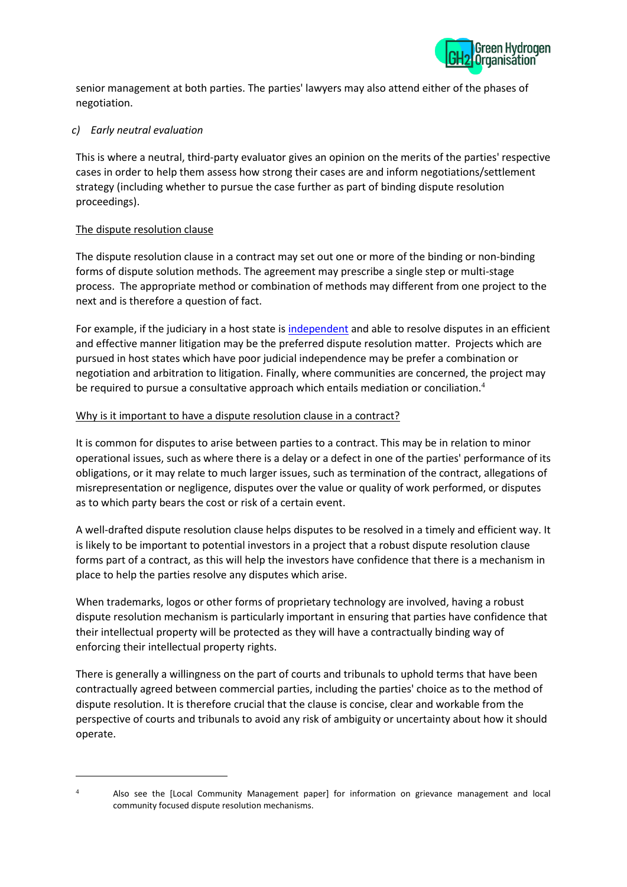senior management at both parties. The parties' lawyers may also attend either of the phases of negotiation.

*c) Early neutral evaluation*

This is where a neutral, third-party evaluator gives an opinion on the merits of the parties' respective cases in order to help them assess how strong their cases are and inform negotiations/settlement strategy (including whether to pursue the case further as part of binding dispute resolution proceedings).

<u>The dispute resolution clause</u>

The dispute resolution clause in a contract may set out one or more of the binding or non-binding forms of dispute solution methods. The agreement may prescribe a single step or multi-stage process. The appropriate method or combination of methods may different from one project to the next and is therefore a question of fact.

For example, if the judiciary in a host state is independent and able to resolve disputes in an efficient and effective manner litigation may be the preferred dispute resolution matter. Projects which are pursued in host states which have poor judicial independence may be prefer a combination or negotiation and arbitration to litigation. Finally, where communities are concerned, the project may be required to pursue a consultative approach which entails mediation or conciliation.[4]

<u>Why is it important to have a dispute resolution clause in a contract?</u>

It is common for disputes to arise between parties to a contract. This may be in relation to minor operational issues, such as where there is a delay or a defect in one of the parties' performance of its obligations, or it may relate to much larger issues, such as termination of the contract, allegations of misrepresentation or negligence, disputes over the value or quality of work performed, or disputes as to which party bears the cost or risk of a certain event.

A well-drafted dispute resolution clause helps disputes to be resolved in a timely and efficient way. It is likely to be important to potential investors in a project that a robust dispute resolution clause forms part of a contract, as this will help the investors have confidence that there is a mechanism in place to help the parties resolve any disputes which arise.

When trademarks, logos or other forms of proprietary technology are involved, having a robust dispute resolution mechanism is particularly important in ensuring that parties have confidence that their intellectual property will be protected as they will have a contractually binding way of enforcing their intellectual property rights.

There is generally a willingness on the part of courts and tribunals to uphold terms that have been contractually agreed between commercial parties, including the parties' choice as to the method of dispute resolution. It is therefore crucial that the clause is concise, clear and workable from the perspective of courts and tribunals to avoid any risk of ambiguity or uncertainty about how it should operate.

---

[4] Also see the [Local Community Management paper] for information on grievance management and local community focused dispute resolution mechanisms.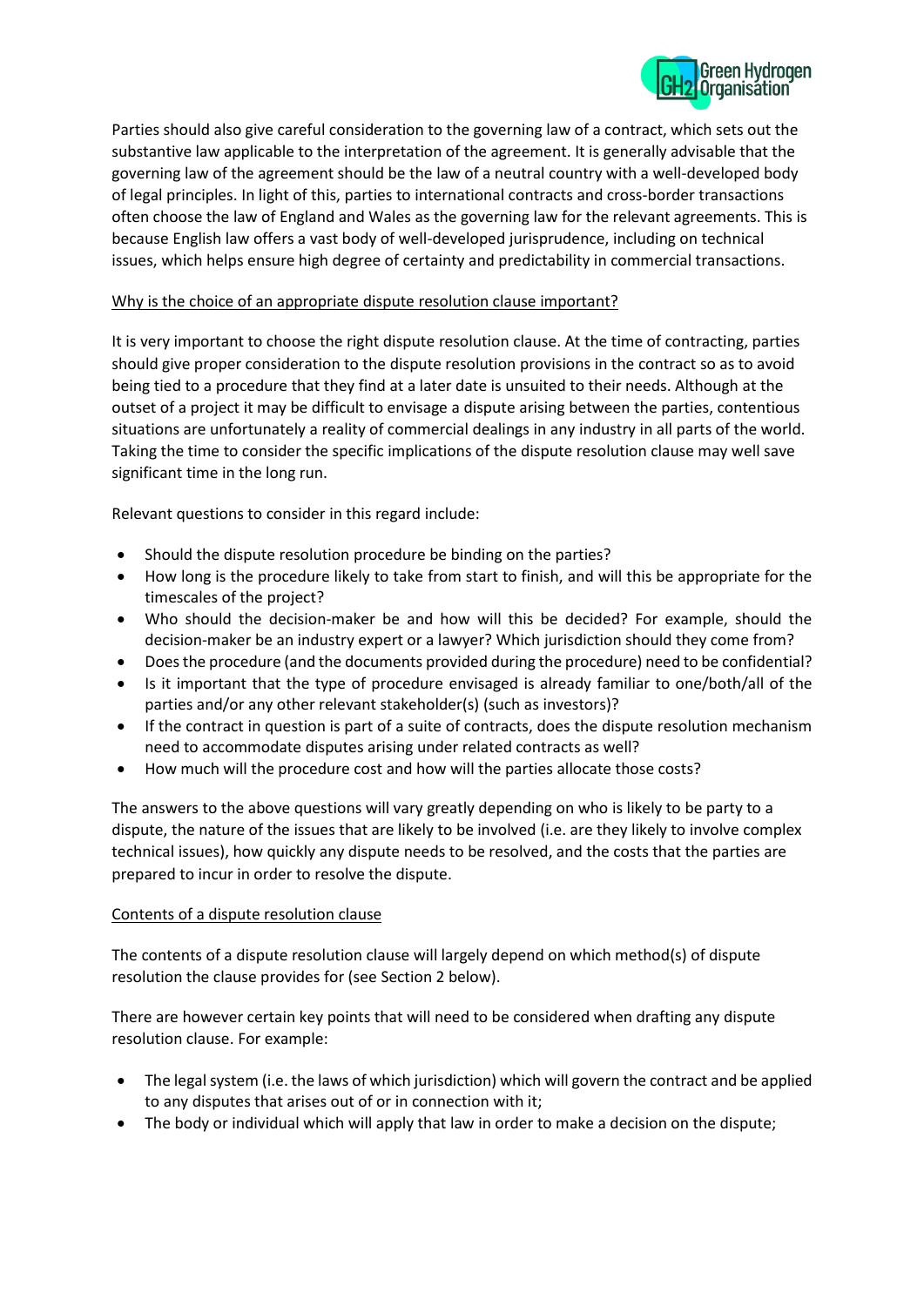Parties should also give careful consideration to the governing law of a contract, which sets out the substantive law applicable to the interpretation of the agreement. It is generally advisable that the governing law of the agreement should be the law of a neutral country with a well-developed body of legal principles. In light of this, parties to international contracts and cross-border transactions often choose the law of England and Wales as the governing law for the relevant agreements. This is because English law offers a vast body of well-developed jurisprudence, including on technical issues, which helps ensure high degree of certainty and predictability in commercial transactions.

<u>Why is the choice of an appropriate dispute resolution clause important?</u>

It is very important to choose the right dispute resolution clause. At the time of contracting, parties should give proper consideration to the dispute resolution provisions in the contract so as to avoid being tied to a procedure that they find at a later date is unsuited to their needs. Although at the outset of a project it may be difficult to envisage a dispute arising between the parties, contentious situations are unfortunately a reality of commercial dealings in any industry in all parts of the world. Taking the time to consider the specific implications of the dispute resolution clause may well save significant time in the long run.

Relevant questions to consider in this regard include:

- Should the dispute resolution procedure be binding on the parties?
- How long is the procedure likely to take from start to finish, and will this be appropriate for the timescales of the project?
- Who should the decision-maker be and how will this be decided? For example, should the decision-maker be an industry expert or a lawyer? Which jurisdiction should they come from?
- Does the procedure (and the documents provided during the procedure) need to be confidential?
- Is it important that the type of procedure envisaged is already familiar to one/both/all of the parties and/or any other relevant stakeholder(s) (such as investors)?
- If the contract in question is part of a suite of contracts, does the dispute resolution mechanism need to accommodate disputes arising under related contracts as well?
- How much will the procedure cost and how will the parties allocate those costs?

The answers to the above questions will vary greatly depending on who is likely to be party to a dispute, the nature of the issues that are likely to be involved (i.e. are they likely to involve complex technical issues), how quickly any dispute needs to be resolved, and the costs that the parties are prepared to incur in order to resolve the dispute.

<u>Contents of a dispute resolution clause</u>

The contents of a dispute resolution clause will largely depend on which method(s) of dispute resolution the clause provides for (see Section 2 below).

There are however certain key points that will need to be considered when drafting any dispute resolution clause. For example:

- The legal system (i.e. the laws of which jurisdiction) which will govern the contract and be applied to any disputes that arises out of or in connection with it;
- The body or individual which will apply that law in order to make a decision on the dispute;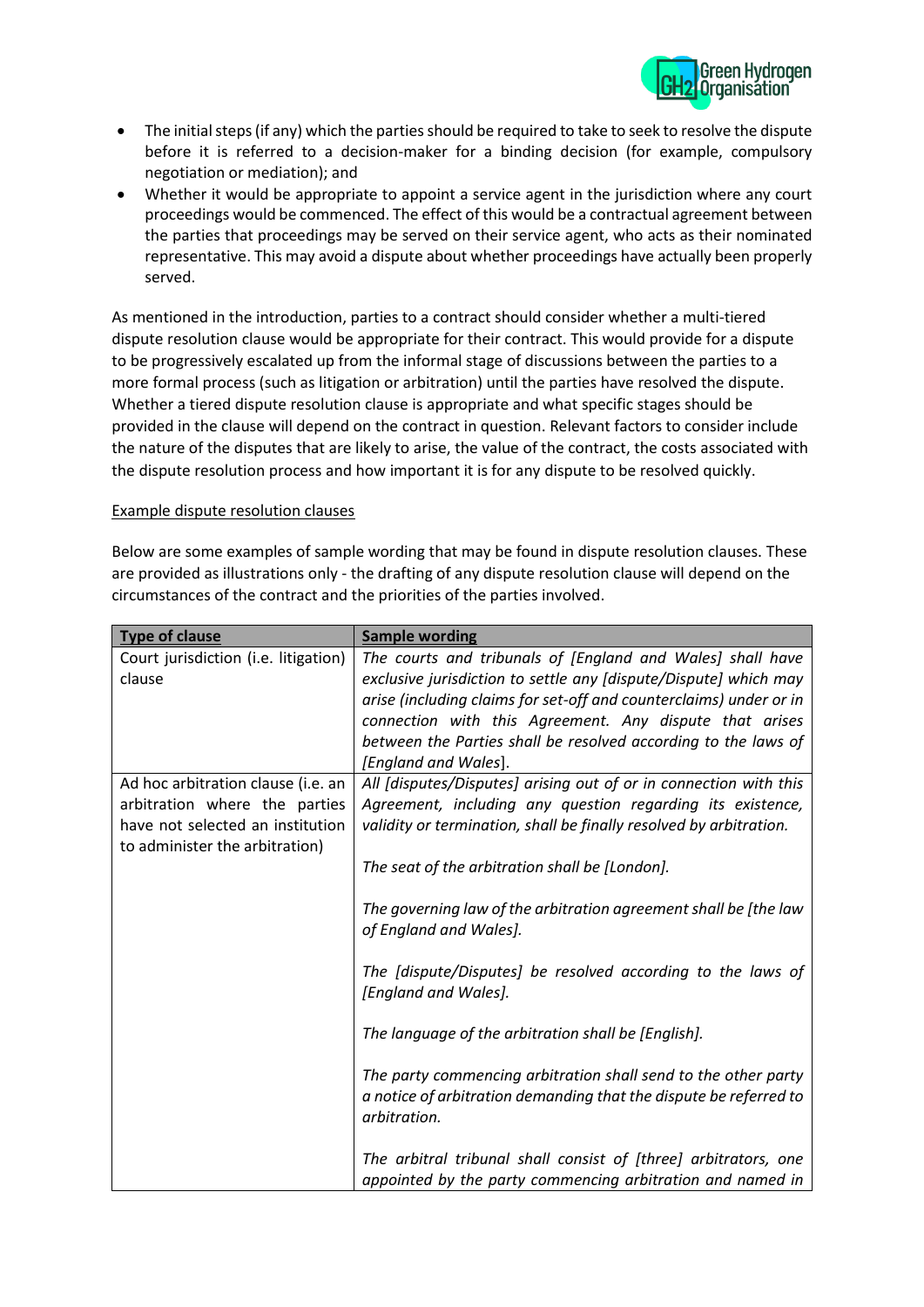- The initial steps (if any) which the parties should be required to take to seek to resolve the dispute before it is referred to a decision-maker for a binding decision (for example, compulsory negotiation or mediation); and
- Whether it would be appropriate to appoint a service agent in the jurisdiction where any court proceedings would be commenced. The effect of this would be a contractual agreement between the parties that proceedings may be served on their service agent, who acts as their nominated representative. This may avoid a dispute about whether proceedings have actually been properly served.

As mentioned in the introduction, parties to a contract should consider whether a multi-tiered dispute resolution clause would be appropriate for their contract. This would provide for a dispute to be progressively escalated up from the informal stage of discussions between the parties to a more formal process (such as litigation or arbitration) until the parties have resolved the dispute. Whether a tiered dispute resolution clause is appropriate and what specific stages should be provided in the clause will depend on the contract in question. Relevant factors to consider include the nature of the disputes that are likely to arise, the value of the contract, the costs associated with the dispute resolution process and how important it is for any dispute to be resolved quickly.

<u>Example dispute resolution clauses</u>

Below are some examples of sample wording that may be found in dispute resolution clauses. These are provided as illustrations only - the drafting of any dispute resolution clause will depend on the circumstances of the contract and the priorities of the parties involved.

| **Type of clause** | **Sample wording** |
|---|---|
| Court jurisdiction (i.e. litigation) clause | *The courts and tribunals of [England and Wales] shall have exclusive jurisdiction to settle any [dispute/Dispute] which may arise (including claims for set-off and counterclaims) under or in connection with this Agreement. Any dispute that arises between the Parties shall be resolved according to the laws of [England and Wales].* |
| Ad hoc arbitration clause (i.e. an arbitration where the parties have not selected an institution to administer the arbitration) | *All [disputes/Disputes] arising out of or in connection with this Agreement, including any question regarding its existence, validity or termination, shall be finally resolved by arbitration.*<br><br>*The seat of the arbitration shall be [London].*<br><br>*The governing law of the arbitration agreement shall be [the law of England and Wales].*<br><br>*The [dispute/Disputes] be resolved according to the laws of [England and Wales].*<br><br>*The language of the arbitration shall be [English].*<br><br>*The party commencing arbitration shall send to the other party a notice of arbitration demanding that the dispute be referred to arbitration.*<br><br>*The arbitral tribunal shall consist of [three] arbitrators, one appointed by the party commencing arbitration and named in* |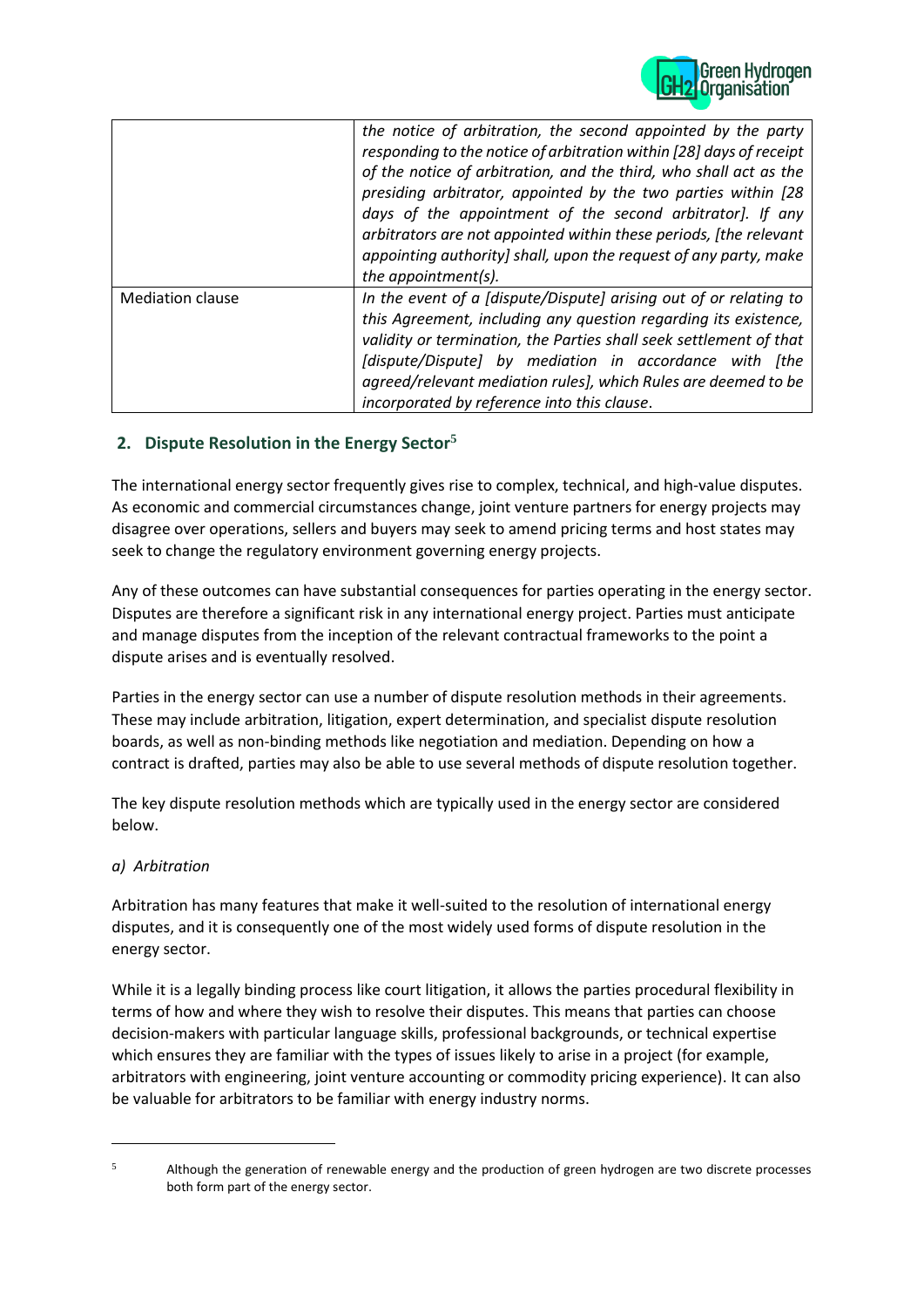| | |
|---|---|
| | *the notice of arbitration, the second appointed by the party responding to the notice of arbitration within [28] days of receipt of the notice of arbitration, and the third, who shall act as the presiding arbitrator, appointed by the two parties within [28 days of the appointment of the second arbitrator]. If any arbitrators are not appointed within these periods, [the relevant appointing authority] shall, upon the request of any party, make the appointment(s).* |
| Mediation clause | *In the event of a [dispute/Dispute] arising out of or relating to this Agreement, including any question regarding its existence, validity or termination, the Parties shall seek settlement of that [dispute/Dispute] by mediation in accordance with [the agreed/relevant mediation rules], which Rules are deemed to be incorporated by reference into this clause.* |

## 2. Dispute Resolution in the Energy Sector[5]

The international energy sector frequently gives rise to complex, technical, and high-value disputes. As economic and commercial circumstances change, joint venture partners for energy projects may disagree over operations, sellers and buyers may seek to amend pricing terms and host states may seek to change the regulatory environment governing energy projects.

Any of these outcomes can have substantial consequences for parties operating in the energy sector. Disputes are therefore a significant risk in any international energy project. Parties must anticipate and manage disputes from the inception of the relevant contractual frameworks to the point a dispute arises and is eventually resolved.

Parties in the energy sector can use a number of dispute resolution methods in their agreements. These may include arbitration, litigation, expert determination, and specialist dispute resolution boards, as well as non-binding methods like negotiation and mediation. Depending on how a contract is drafted, parties may also be able to use several methods of dispute resolution together.

The key dispute resolution methods which are typically used in the energy sector are considered below.

### *a) Arbitration*

Arbitration has many features that make it well-suited to the resolution of international energy disputes, and it is consequently one of the most widely used forms of dispute resolution in the energy sector.

While it is a legally binding process like court litigation, it allows the parties procedural flexibility in terms of how and where they wish to resolve their disputes. This means that parties can choose decision-makers with particular language skills, professional backgrounds, or technical expertise which ensures they are familiar with the types of issues likely to arise in a project (for example, arbitrators with engineering, joint venture accounting or commodity pricing experience). It can also be valuable for arbitrators to be familiar with energy industry norms.

---

[5] Although the generation of renewable energy and the production of green hydrogen are two discrete processes both form part of the energy sector.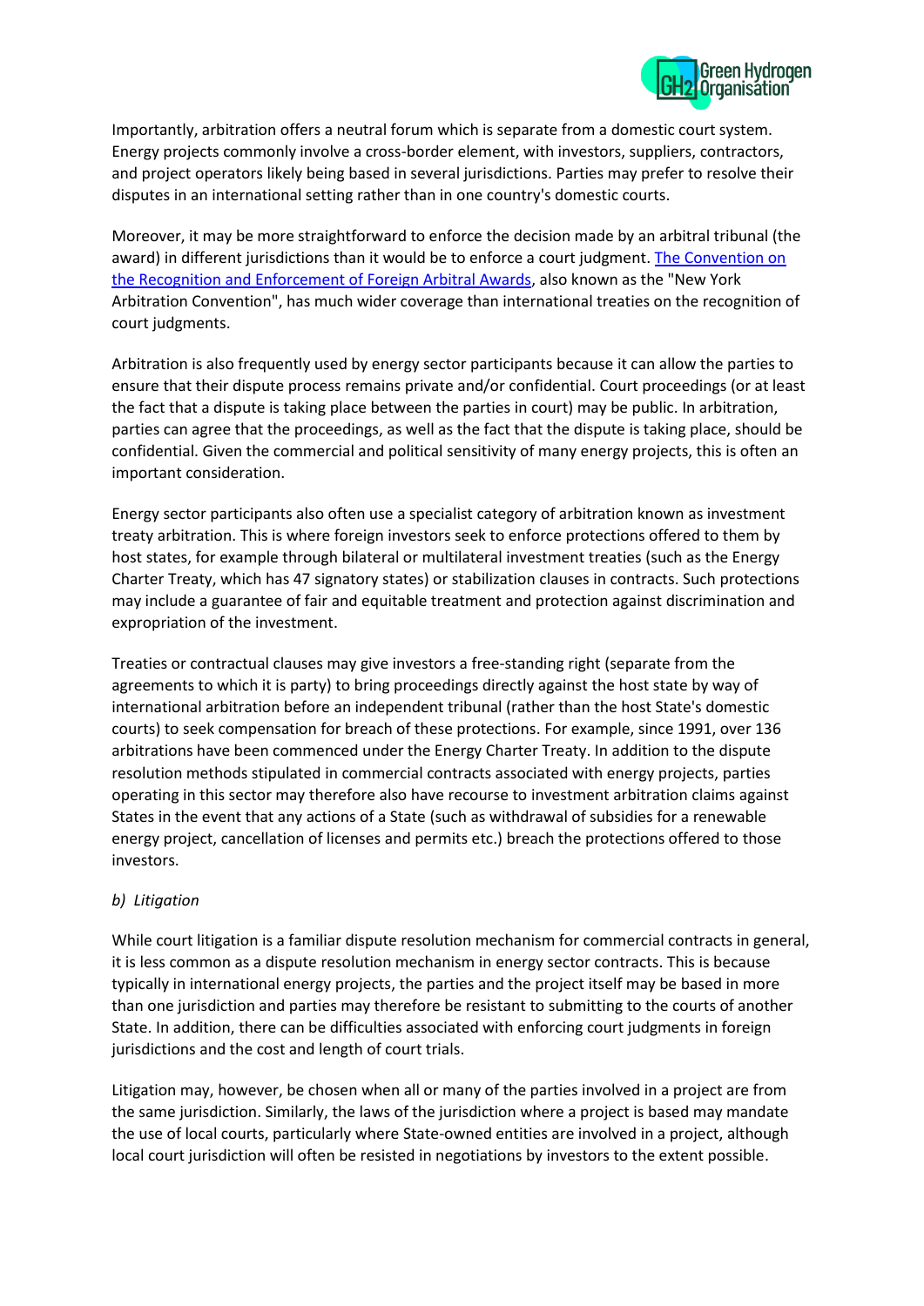Importantly, arbitration offers a neutral forum which is separate from a domestic court system. Energy projects commonly involve a cross-border element, with investors, suppliers, contractors, and project operators likely being based in several jurisdictions. Parties may prefer to resolve their disputes in an international setting rather than in one country's domestic courts.

Moreover, it may be more straightforward to enforce the decision made by an arbitral tribunal (the award) in different jurisdictions than it would be to enforce a court judgment. The Convention on the Recognition and Enforcement of Foreign Arbitral Awards, also known as the "New York Arbitration Convention", has much wider coverage than international treaties on the recognition of court judgments.

Arbitration is also frequently used by energy sector participants because it can allow the parties to ensure that their dispute process remains private and/or confidential. Court proceedings (or at least the fact that a dispute is taking place between the parties in court) may be public. In arbitration, parties can agree that the proceedings, as well as the fact that the dispute is taking place, should be confidential. Given the commercial and political sensitivity of many energy projects, this is often an important consideration.

Energy sector participants also often use a specialist category of arbitration known as investment treaty arbitration. This is where foreign investors seek to enforce protections offered to them by host states, for example through bilateral or multilateral investment treaties (such as the Energy Charter Treaty, which has 47 signatory states) or stabilization clauses in contracts. Such protections may include a guarantee of fair and equitable treatment and protection against discrimination and expropriation of the investment.

Treaties or contractual clauses may give investors a free-standing right (separate from the agreements to which it is party) to bring proceedings directly against the host state by way of international arbitration before an independent tribunal (rather than the host State's domestic courts) to seek compensation for breach of these protections. For example, since 1991, over 136 arbitrations have been commenced under the Energy Charter Treaty. In addition to the dispute resolution methods stipulated in commercial contracts associated with energy projects, parties operating in this sector may therefore also have recourse to investment arbitration claims against States in the event that any actions of a State (such as withdrawal of subsidies for a renewable energy project, cancellation of licenses and permits etc.) breach the protections offered to those investors.

*b) Litigation*

While court litigation is a familiar dispute resolution mechanism for commercial contracts in general, it is less common as a dispute resolution mechanism in energy sector contracts. This is because typically in international energy projects, the parties and the project itself may be based in more than one jurisdiction and parties may therefore be resistant to submitting to the courts of another State. In addition, there can be difficulties associated with enforcing court judgments in foreign jurisdictions and the cost and length of court trials.

Litigation may, however, be chosen when all or many of the parties involved in a project are from the same jurisdiction. Similarly, the laws of the jurisdiction where a project is based may mandate the use of local courts, particularly where State-owned entities are involved in a project, although local court jurisdiction will often be resisted in negotiations by investors to the extent possible.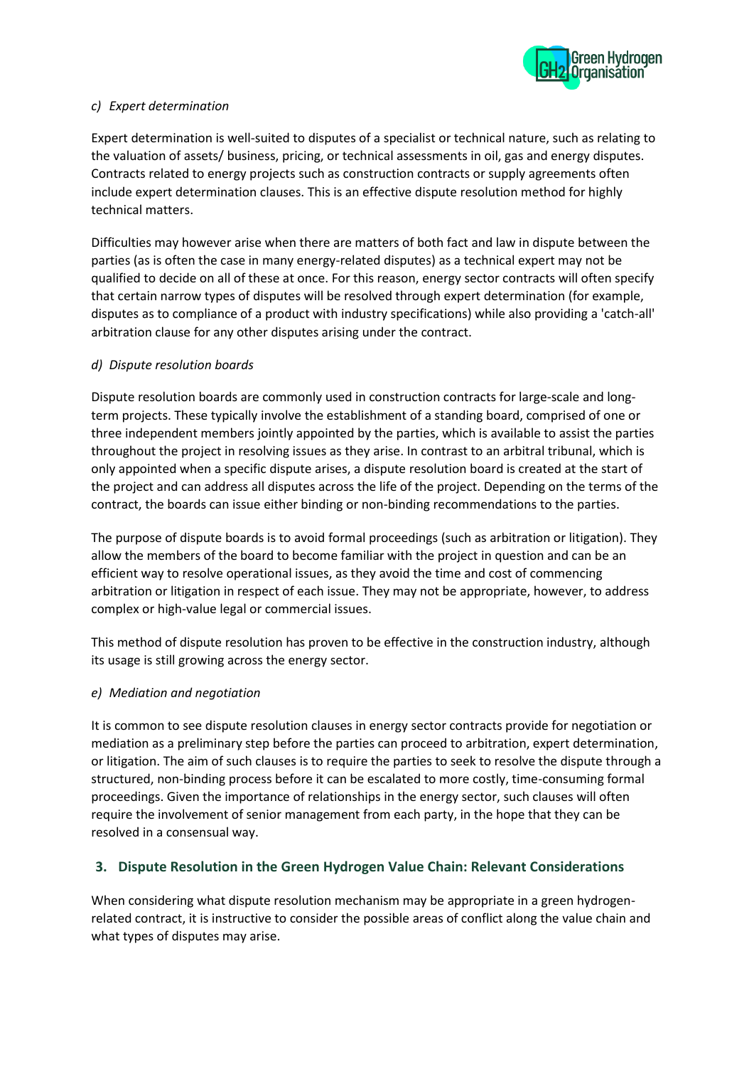### *c) Expert determination*

Expert determination is well-suited to disputes of a specialist or technical nature, such as relating to the valuation of assets/ business, pricing, or technical assessments in oil, gas and energy disputes. Contracts related to energy projects such as construction contracts or supply agreements often include expert determination clauses. This is an effective dispute resolution method for highly technical matters.

Difficulties may however arise when there are matters of both fact and law in dispute between the parties (as is often the case in many energy-related disputes) as a technical expert may not be qualified to decide on all of these at once. For this reason, energy sector contracts will often specify that certain narrow types of disputes will be resolved through expert determination (for example, disputes as to compliance of a product with industry specifications) while also providing a 'catch-all' arbitration clause for any other disputes arising under the contract.

### *d) Dispute resolution boards*

Dispute resolution boards are commonly used in construction contracts for large-scale and long-term projects. These typically involve the establishment of a standing board, comprised of one or three independent members jointly appointed by the parties, which is available to assist the parties throughout the project in resolving issues as they arise. In contrast to an arbitral tribunal, which is only appointed when a specific dispute arises, a dispute resolution board is created at the start of the project and can address all disputes across the life of the project. Depending on the terms of the contract, the boards can issue either binding or non-binding recommendations to the parties.

The purpose of dispute boards is to avoid formal proceedings (such as arbitration or litigation). They allow the members of the board to become familiar with the project in question and can be an efficient way to resolve operational issues, as they avoid the time and cost of commencing arbitration or litigation in respect of each issue. They may not be appropriate, however, to address complex or high-value legal or commercial issues.

This method of dispute resolution has proven to be effective in the construction industry, although its usage is still growing across the energy sector.

### *e) Mediation and negotiation*

It is common to see dispute resolution clauses in energy sector contracts provide for negotiation or mediation as a preliminary step before the parties can proceed to arbitration, expert determination, or litigation. The aim of such clauses is to require the parties to seek to resolve the dispute through a structured, non-binding process before it can be escalated to more costly, time-consuming formal proceedings. Given the importance of relationships in the energy sector, such clauses will often require the involvement of senior management from each party, in the hope that they can be resolved in a consensual way.

## 3. Dispute Resolution in the Green Hydrogen Value Chain: Relevant Considerations

When considering what dispute resolution mechanism may be appropriate in a green hydrogen-related contract, it is instructive to consider the possible areas of conflict along the value chain and what types of disputes may arise.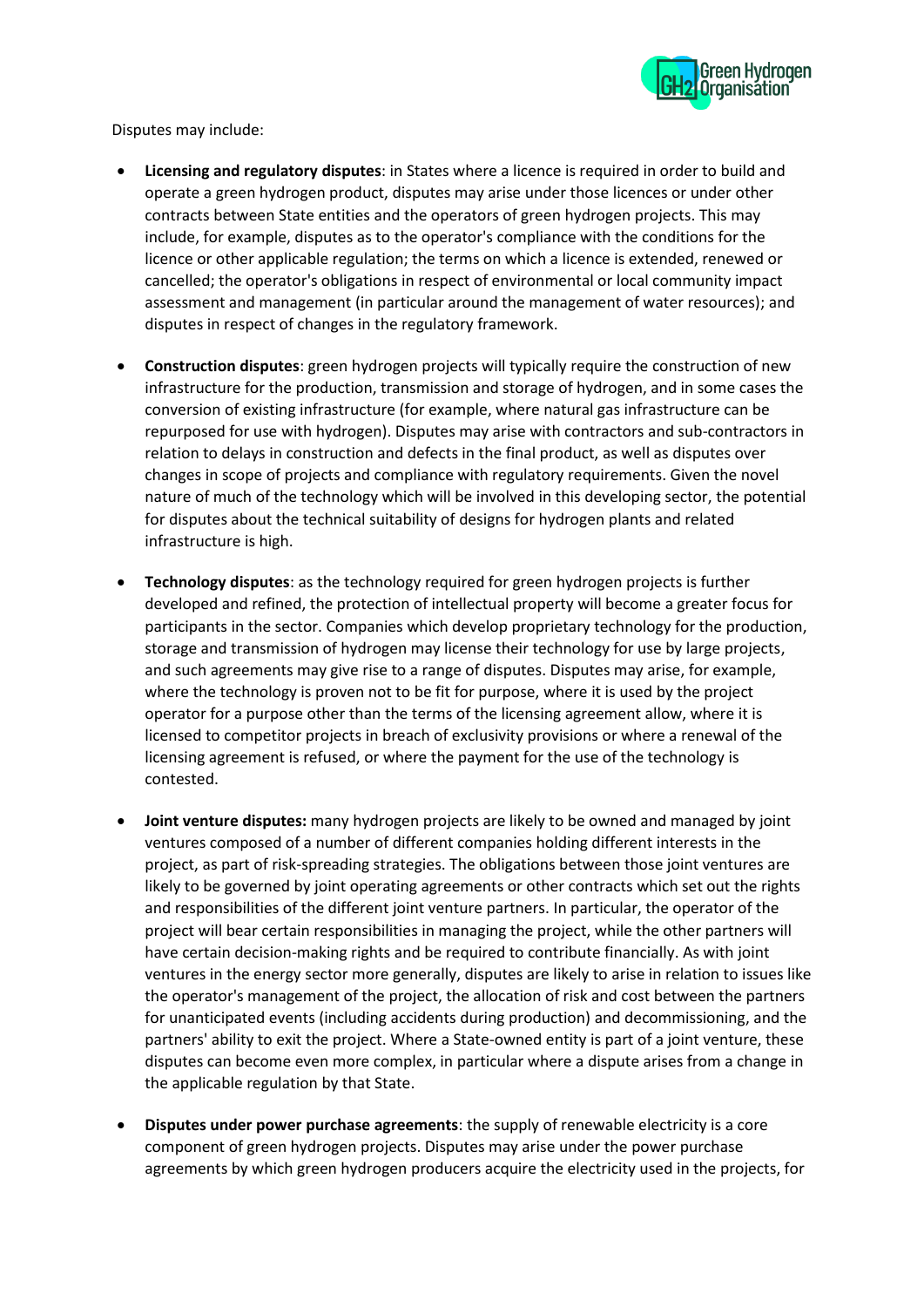Disputes may include:

- **Licensing and regulatory disputes**: in States where a licence is required in order to build and operate a green hydrogen product, disputes may arise under those licences or under other contracts between State entities and the operators of green hydrogen projects. This may include, for example, disputes as to the operator's compliance with the conditions for the licence or other applicable regulation; the terms on which a licence is extended, renewed or cancelled; the operator's obligations in respect of environmental or local community impact assessment and management (in particular around the management of water resources); and disputes in respect of changes in the regulatory framework.

- **Construction disputes**: green hydrogen projects will typically require the construction of new infrastructure for the production, transmission and storage of hydrogen, and in some cases the conversion of existing infrastructure (for example, where natural gas infrastructure can be repurposed for use with hydrogen). Disputes may arise with contractors and sub-contractors in relation to delays in construction and defects in the final product, as well as disputes over changes in scope of projects and compliance with regulatory requirements. Given the novel nature of much of the technology which will be involved in this developing sector, the potential for disputes about the technical suitability of designs for hydrogen plants and related infrastructure is high.

- **Technology disputes**: as the technology required for green hydrogen projects is further developed and refined, the protection of intellectual property will become a greater focus for participants in the sector. Companies which develop proprietary technology for the production, storage and transmission of hydrogen may license their technology for use by large projects, and such agreements may give rise to a range of disputes. Disputes may arise, for example, where the technology is proven not to be fit for purpose, where it is used by the project operator for a purpose other than the terms of the licensing agreement allow, where it is licensed to competitor projects in breach of exclusivity provisions or where a renewal of the licensing agreement is refused, or where the payment for the use of the technology is contested.

- **Joint venture disputes:** many hydrogen projects are likely to be owned and managed by joint ventures composed of a number of different companies holding different interests in the project, as part of risk-spreading strategies. The obligations between those joint ventures are likely to be governed by joint operating agreements or other contracts which set out the rights and responsibilities of the different joint venture partners. In particular, the operator of the project will bear certain responsibilities in managing the project, while the other partners will have certain decision-making rights and be required to contribute financially. As with joint ventures in the energy sector more generally, disputes are likely to arise in relation to issues like the operator's management of the project, the allocation of risk and cost between the partners for unanticipated events (including accidents during production) and decommissioning, and the partners' ability to exit the project. Where a State-owned entity is part of a joint venture, these disputes can become even more complex, in particular where a dispute arises from a change in the applicable regulation by that State.

- **Disputes under power purchase agreements**: the supply of renewable electricity is a core component of green hydrogen projects. Disputes may arise under the power purchase agreements by which green hydrogen producers acquire the electricity used in the projects, for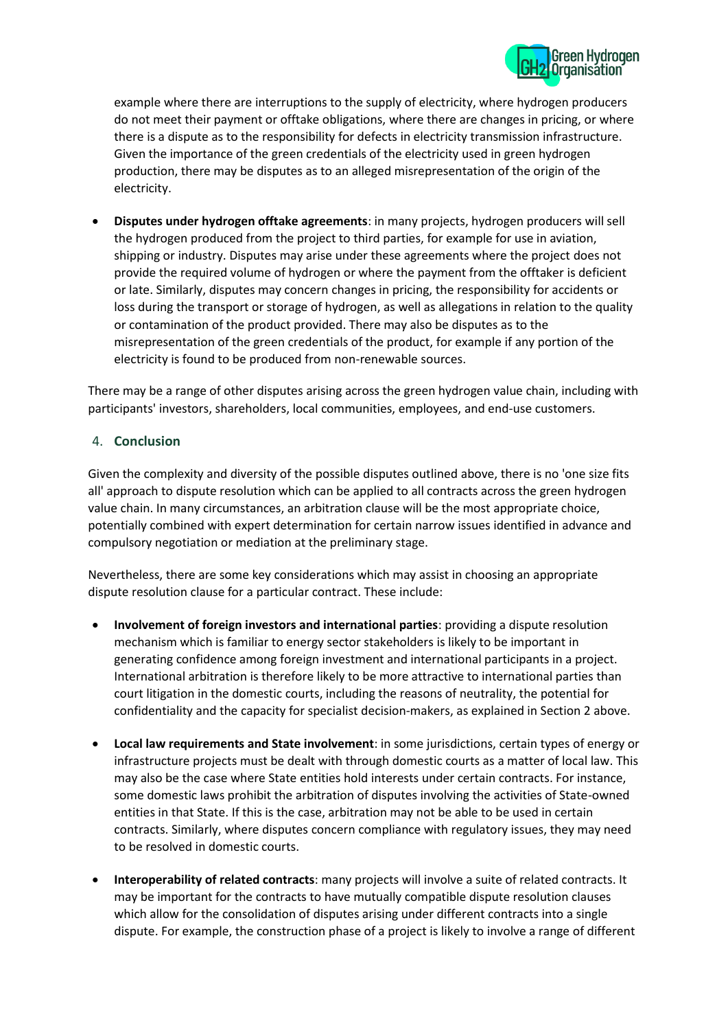example where there are interruptions to the supply of electricity, where hydrogen producers do not meet their payment or offtake obligations, where there are changes in pricing, or where there is a dispute as to the responsibility for defects in electricity transmission infrastructure. Given the importance of the green credentials of the electricity used in green hydrogen production, there may be disputes as to an alleged misrepresentation of the origin of the electricity.

- **Disputes under hydrogen offtake agreements**: in many projects, hydrogen producers will sell the hydrogen produced from the project to third parties, for example for use in aviation, shipping or industry. Disputes may arise under these agreements where the project does not provide the required volume of hydrogen or where the payment from the offtaker is deficient or late. Similarly, disputes may concern changes in pricing, the responsibility for accidents or loss during the transport or storage of hydrogen, as well as allegations in relation to the quality or contamination of the product provided. There may also be disputes as to the misrepresentation of the green credentials of the product, for example if any portion of the electricity is found to be produced from non-renewable sources.

There may be a range of other disputes arising across the green hydrogen value chain, including with participants' investors, shareholders, local communities, employees, and end-use customers.

## 4. Conclusion

Given the complexity and diversity of the possible disputes outlined above, there is no 'one size fits all' approach to dispute resolution which can be applied to all contracts across the green hydrogen value chain. In many circumstances, an arbitration clause will be the most appropriate choice, potentially combined with expert determination for certain narrow issues identified in advance and compulsory negotiation or mediation at the preliminary stage.

Nevertheless, there are some key considerations which may assist in choosing an appropriate dispute resolution clause for a particular contract. These include:

- **Involvement of foreign investors and international parties**: providing a dispute resolution mechanism which is familiar to energy sector stakeholders is likely to be important in generating confidence among foreign investment and international participants in a project. International arbitration is therefore likely to be more attractive to international parties than court litigation in the domestic courts, including the reasons of neutrality, the potential for confidentiality and the capacity for specialist decision-makers, as explained in Section 2 above.

- **Local law requirements and State involvement**: in some jurisdictions, certain types of energy or infrastructure projects must be dealt with through domestic courts as a matter of local law. This may also be the case where State entities hold interests under certain contracts. For instance, some domestic laws prohibit the arbitration of disputes involving the activities of State-owned entities in that State. If this is the case, arbitration may not be able to be used in certain contracts. Similarly, where disputes concern compliance with regulatory issues, they may need to be resolved in domestic courts.

- **Interoperability of related contracts**: many projects will involve a suite of related contracts. It may be important for the contracts to have mutually compatible dispute resolution clauses which allow for the consolidation of disputes arising under different contracts into a single dispute. For example, the construction phase of a project is likely to involve a range of different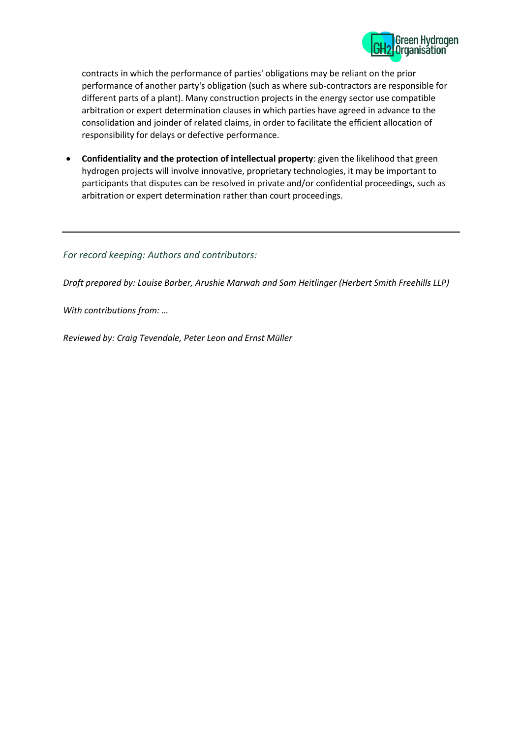contracts in which the performance of parties' obligations may be reliant on the prior performance of another party's obligation (such as where sub-contractors are responsible for different parts of a plant). Many construction projects in the energy sector use compatible arbitration or expert determination clauses in which parties have agreed in advance to the consolidation and joinder of related claims, in order to facilitate the efficient allocation of responsibility for delays or defective performance.

- **Confidentiality and the protection of intellectual property**: given the likelihood that green hydrogen projects will involve innovative, proprietary technologies, it may be important to participants that disputes can be resolved in private and/or confidential proceedings, such as arbitration or expert determination rather than court proceedings.

---

*For record keeping: Authors and contributors:*

*Draft prepared by: Louise Barber, Arushie Marwah and Sam Heitlinger (Herbert Smith Freehills LLP)*

*With contributions from: …*

*Reviewed by: Craig Tevendale, Peter Leon and Ernst Müller*